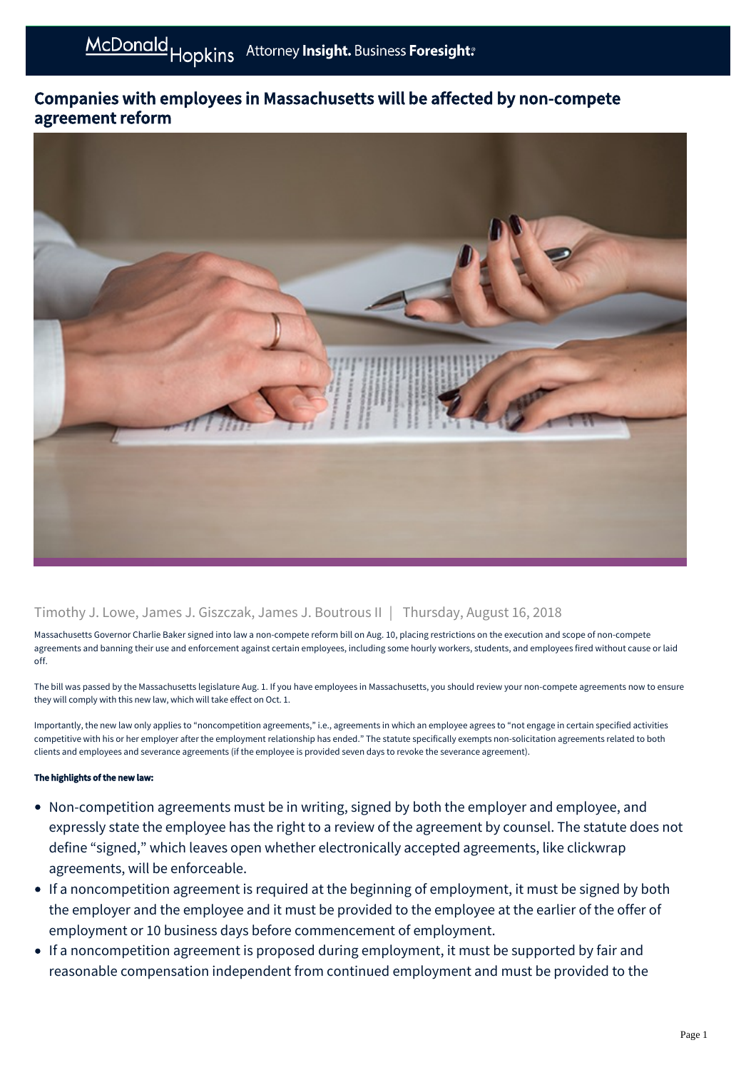# Companies with employees in Massachusetts will be affected by non-compete agreement reform

Timothy J. Lowe, James J. Giszczak, James J. Boutrous II | Thursday, August 16, 2018

Massachusetts Governor Charlie Baker signed into law a non-compete reform bill on Aug. 10, placing restrictions on the execution and scope of non-compete agreements and banning their use and enforcement against certain employees, including some hourly workers, students, and employees fired without cause or laid off.

The bill was passed by the Massachusetts legislature Aug. 1. If you have employees in Massachusetts, you should review your non-compete agreements now to ensure they will comply with this new law, which will take effect on Oct. 1.

Importantly, the new law only applies to "noncompetition agreements," i.e., agreements in which an employee agrees to "not engage in certain specified activities competitive with his or her employer after the employment relationship has ended." The statute specifically exempts non-solicitation agreements related to both clients and employees and severance agreements (if the employee is provided seven days to revoke the severance agreement).

**The highlights of the new law:**

- Non-competition agreements must be in writing, signed by both the employer and employee, and expressly state the employee has the right to a review of the agreement by counsel. The statute does not define "signed," which leaves open whether electronically accepted agreements, like clickwrap agreements, will be enforceable.
- If a noncompetition agreement is required at the beginning of employment, it must be signed by both the employer and the employee and it must be provided to the employee at the earlier of the offer of employment or 10 business days before commencement of employment.
- If a noncompetition agreement is proposed during employment, it must be supported by fair and reasonable compensation independent from continued employment and must be provided to the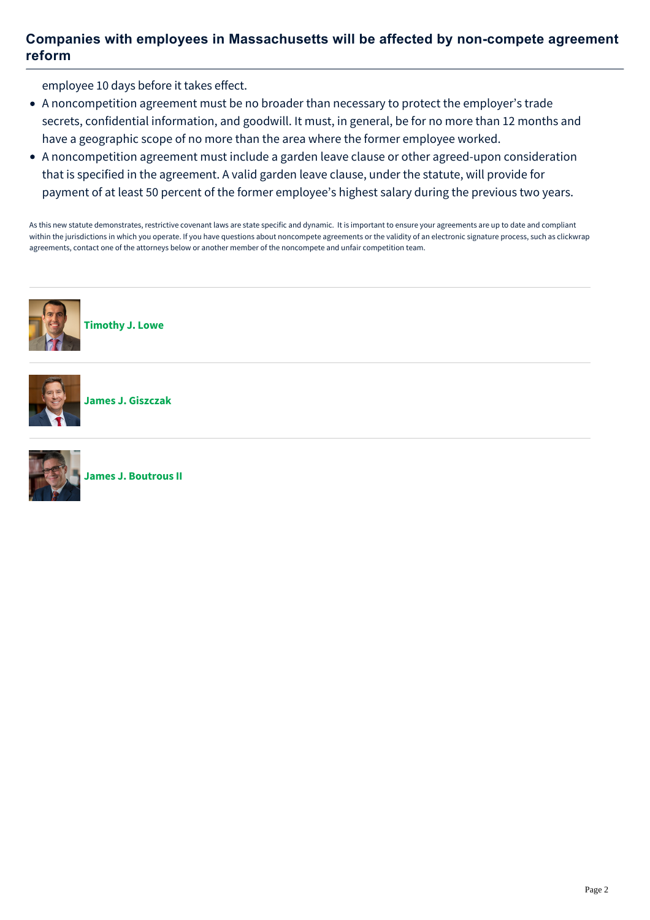employee 10 days before it takes effect.

- A noncompetition agreement must be no broader than necessary to protect the employer's trade secrets, confidential information, and goodwill. It must, in general, be for no more than 12 months and have a geographic scope of no more than the area where the former employee worked.
- A noncompetition agreement must include a garden leave clause or other agreed-upon consideration that is specified in the agreement. A valid garden leave clause, under the statute, will provide for payment of at least 50 percent of the former employee's highest salary during the previous two years.

As this new statute demonstrates, restrictive covenant laws are state specific and dynamic.  It is important to ensure your agreements are up to date and compliant within the jurisdictions in which you operate. If you have questions about noncompete agreements or the validity of an electronic signature process, such as clickwrap agreements, contact one of the attorneys below or another member of the noncompete and unfair competition team.

---

**Timothy J. Lowe**

---

**James J. Giszczak**

---

**James J. Boutrous II**